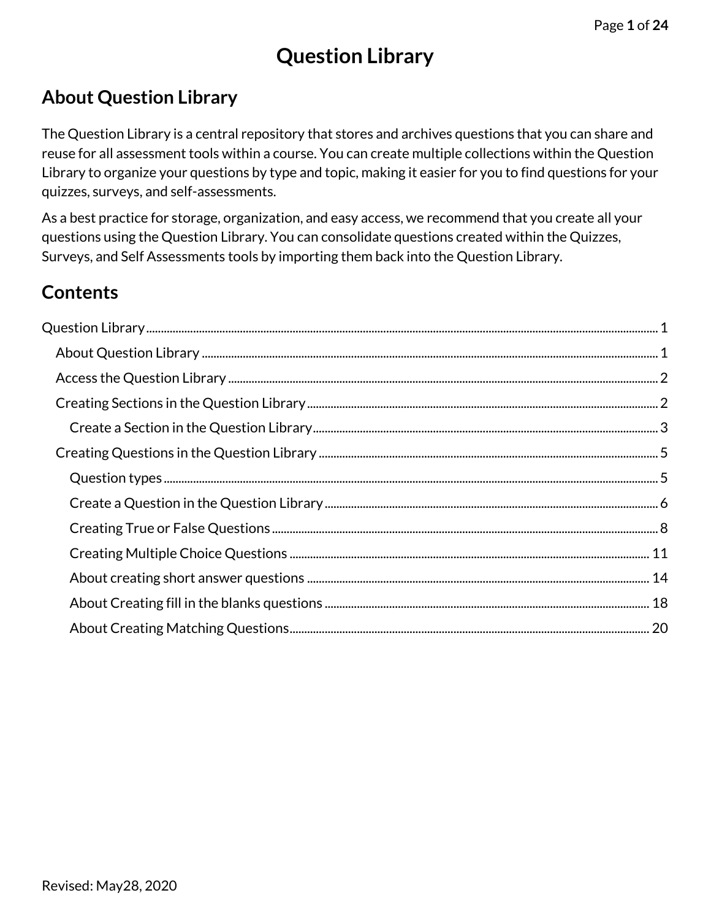# Question Library

## About Question Library

The Question Library is a central repository that stores and archives questions that you can share and reuse for all assessment tools within a course. You can create multiple collections within the Question Library to organize your questions by type and topic, making it easier for you to find questions for your quizzes, surveys, and self-assessments.

As a best practice for storage, organization, and easy access, we recommend that you create all your questions using the Question Library. You can consolidate questions created within the Quizzes, Surveys, and Self Assessments tools by importing them back into the Question Library.

## Contents

- Question Library ........ 1
  - About Question Library ........ 1
  - Access the Question Library ........ 2
  - Creating Sections in the Question Library ........ 2
    - Create a Section in the Question Library ........ 3
  - Creating Questions in the Question Library ........ 5
    - Question types ........ 5
    - Create a Question in the Question Library ........ 6
    - Creating True or False Questions ........ 8
    - Creating Multiple Choice Questions ........ 11
    - About creating short answer questions ........ 14
    - About Creating fill in the blanks questions ........ 18
    - About Creating Matching Questions ........ 20

Revised: May28, 2020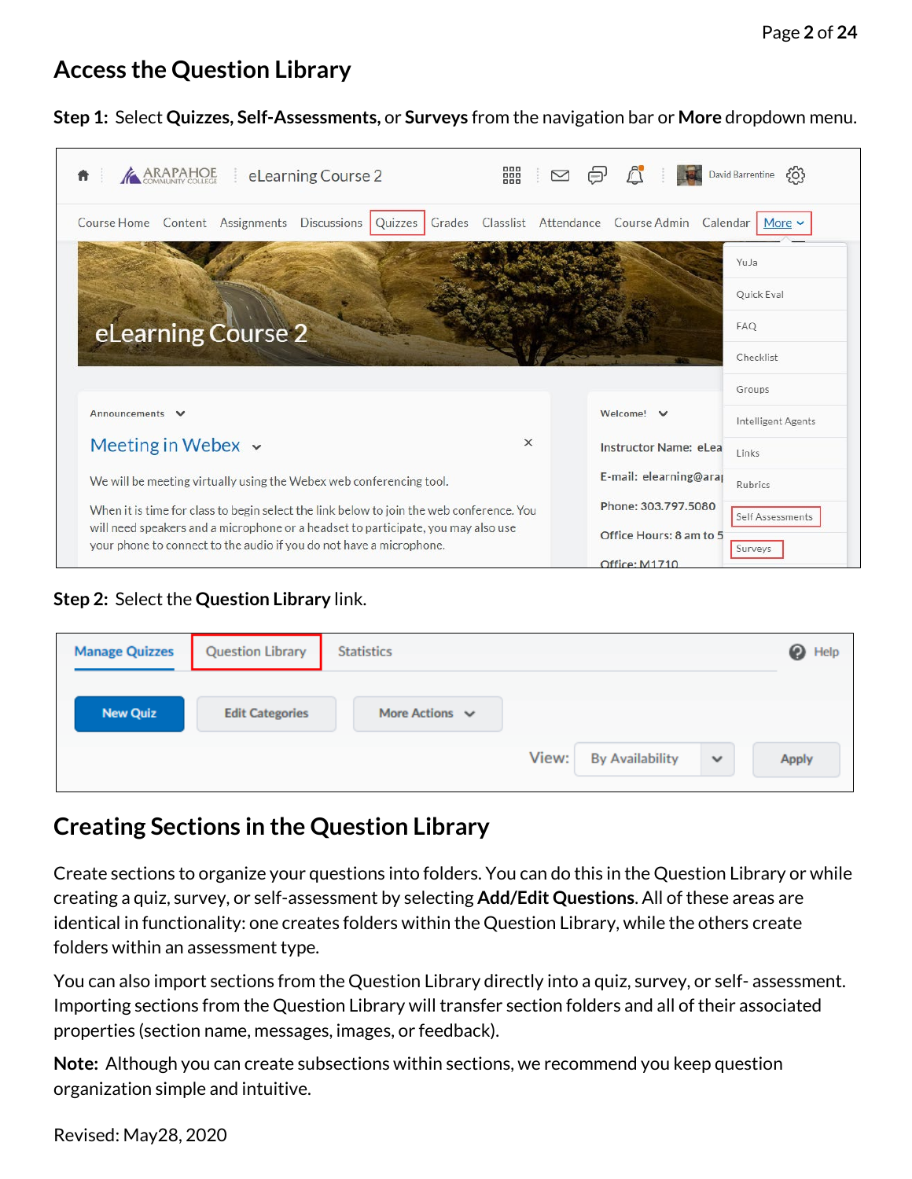## Access the Question Library

**Step 1:** Select **Quizzes, Self-Assessments,** or **Surveys** from the navigation bar or **More** dropdown menu.

**Step 2:** Select the **Question Library** link.

## Creating Sections in the Question Library

Create sections to organize your questions into folders. You can do this in the Question Library or while creating a quiz, survey, or self-assessment by selecting **Add/Edit Questions**. All of these areas are identical in functionality: one creates folders within the Question Library, while the others create folders within an assessment type.

You can also import sections from the Question Library directly into a quiz, survey, or self- assessment. Importing sections from the Question Library will transfer section folders and all of their associated properties (section name, messages, images, or feedback).

**Note:** Although you can create subsections within sections, we recommend you keep question organization simple and intuitive.

Revised: May28, 2020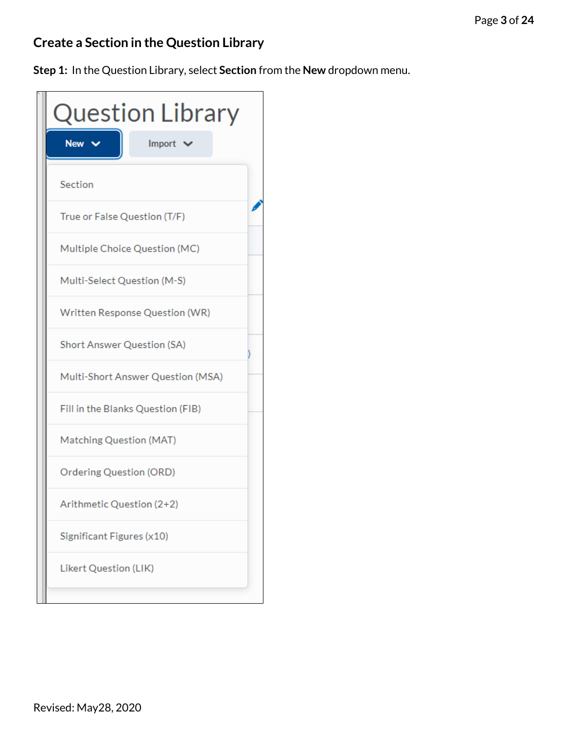## Create a Section in the Question Library

**Step 1:** In the Question Library, select **Section** from the **New** dropdown menu.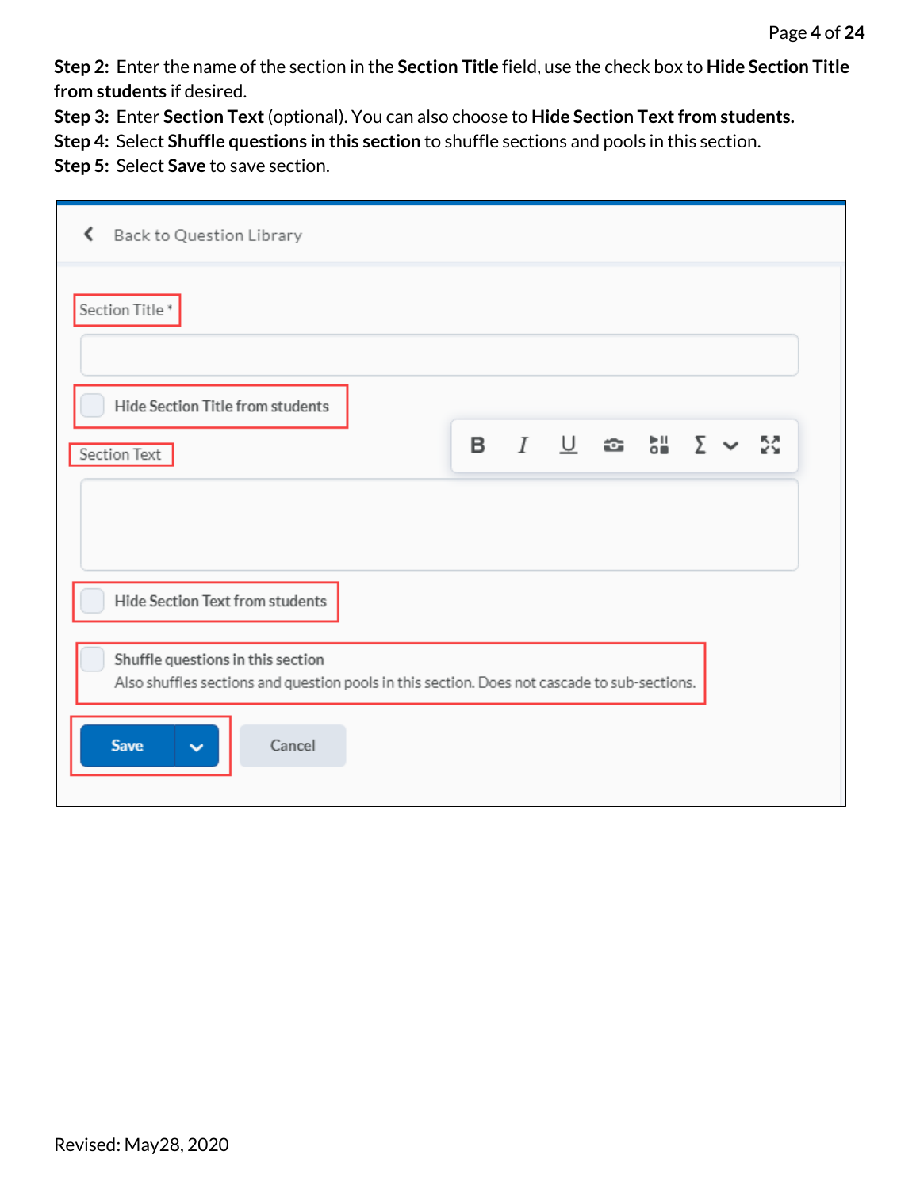**Step 2:** Enter the name of the section in the **Section Title** field, use the check box to **Hide Section Title from students** if desired.

**Step 3:** Enter **Section Text** (optional). You can also choose to **Hide Section Text from students.**

**Step 4:** Select **Shuffle questions in this section** to shuffle sections and pools in this section.

**Step 5:** Select **Save** to save section.

Back to Question Library

Section Title *

Hide Section Title from students

Section Text

Hide Section Text from students

Shuffle questions in this section
Also shuffles sections and question pools in this section. Does not cascade to sub-sections.

Save

Cancel

Revised: May28, 2020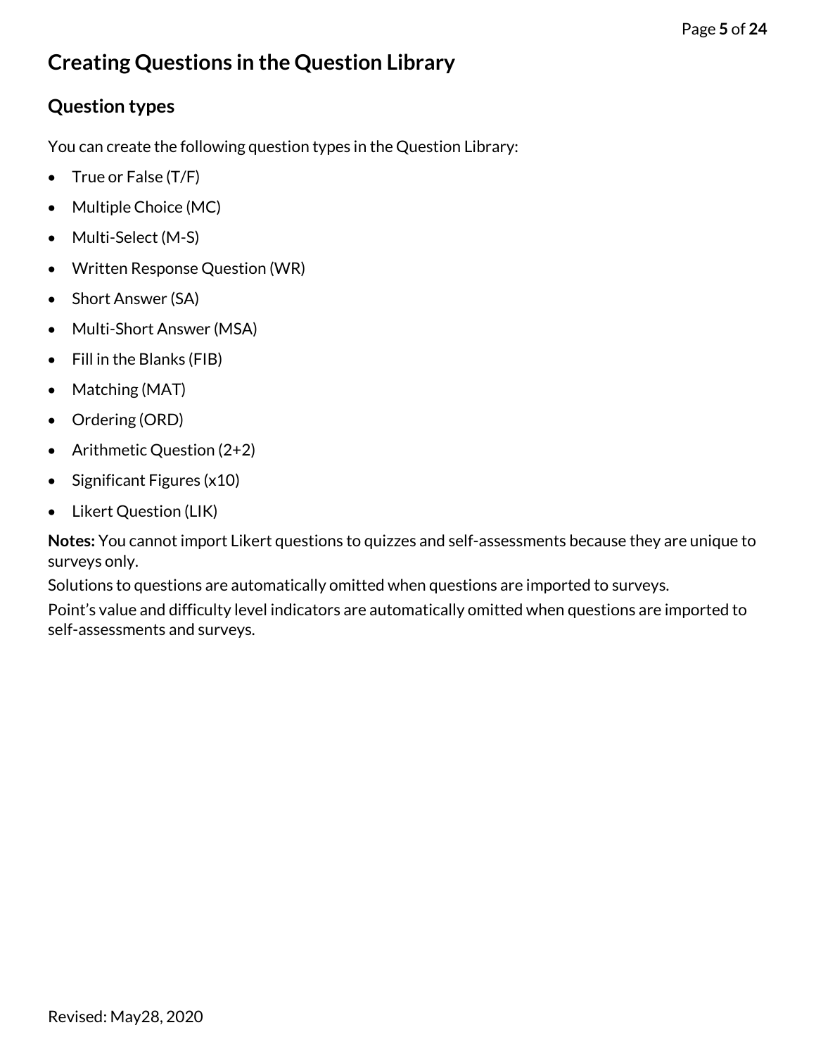# Creating Questions in the Question Library

## Question types

You can create the following question types in the Question Library:

- True or False (T/F)
- Multiple Choice (MC)
- Multi-Select (M-S)
- Written Response Question (WR)
- Short Answer (SA)
- Multi-Short Answer (MSA)
- Fill in the Blanks (FIB)
- Matching (MAT)
- Ordering (ORD)
- Arithmetic Question (2+2)
- Significant Figures (x10)
- Likert Question (LIK)

**Notes:** You cannot import Likert questions to quizzes and self-assessments because they are unique to surveys only.

Solutions to questions are automatically omitted when questions are imported to surveys.

Point's value and difficulty level indicators are automatically omitted when questions are imported to self-assessments and surveys.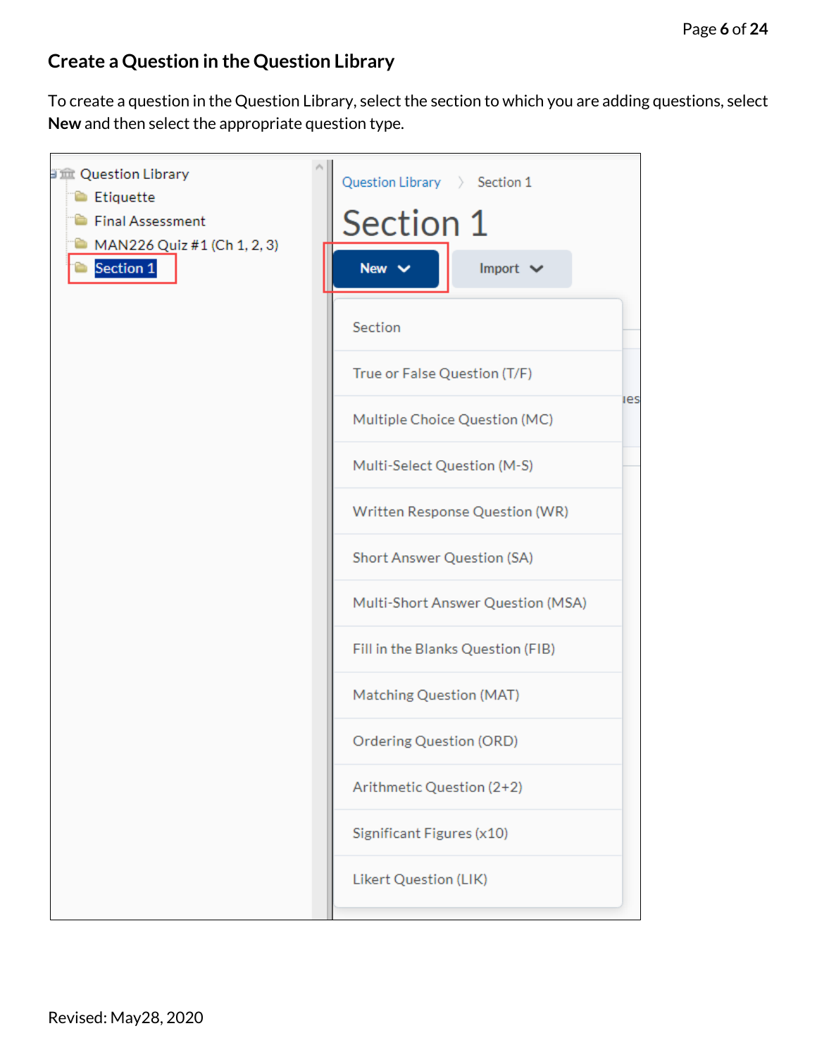## Create a Question in the Question Library

To create a question in the Question Library, select the section to which you are adding questions, select **New** and then select the appropriate question type.

Revised: May28, 2020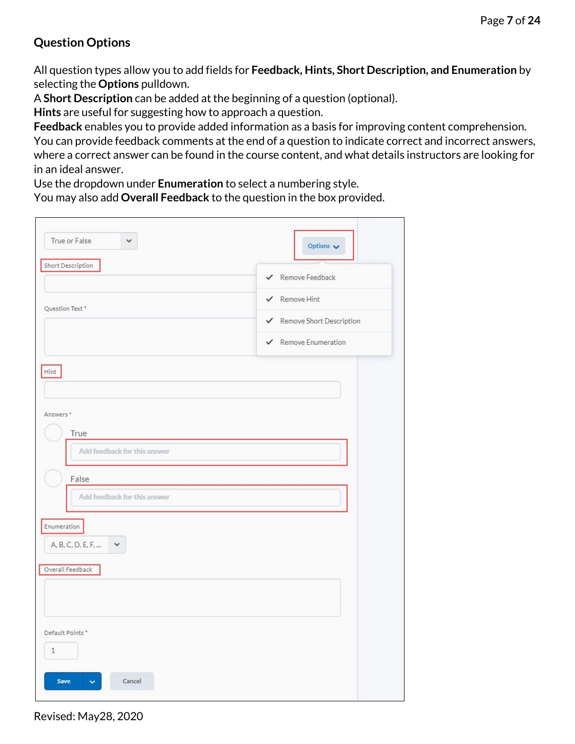## Question Options

All question types allow you to add fields for **Feedback, Hints, Short Description, and Enumeration** by selecting the **Options** pulldown.
A **Short Description** can be added at the beginning of a question (optional).
**Hints** are useful for suggesting how to approach a question.
**Feedback** enables you to provide added information as a basis for improving content comprehension. You can provide feedback comments at the end of a question to indicate correct and incorrect answers, where a correct answer can be found in the course content, and what details instructors are looking for in an ideal answer.
Use the dropdown under **Enumeration** to select a numbering style.
You may also add **Overall Feedback** to the question in the box provided.

True or False

Options

Short Description

- Remove Feedback
- Remove Hint
- Remove Short Description
- Remove Enumeration

Question Text *

Hint

Answers *

True

Add feedback for this answer

False

Add feedback for this answer

Enumeration

A, B, C, D, E, F, ...

Overall Feedback

Default Points *

1

Save

Cancel

Revised: May28, 2020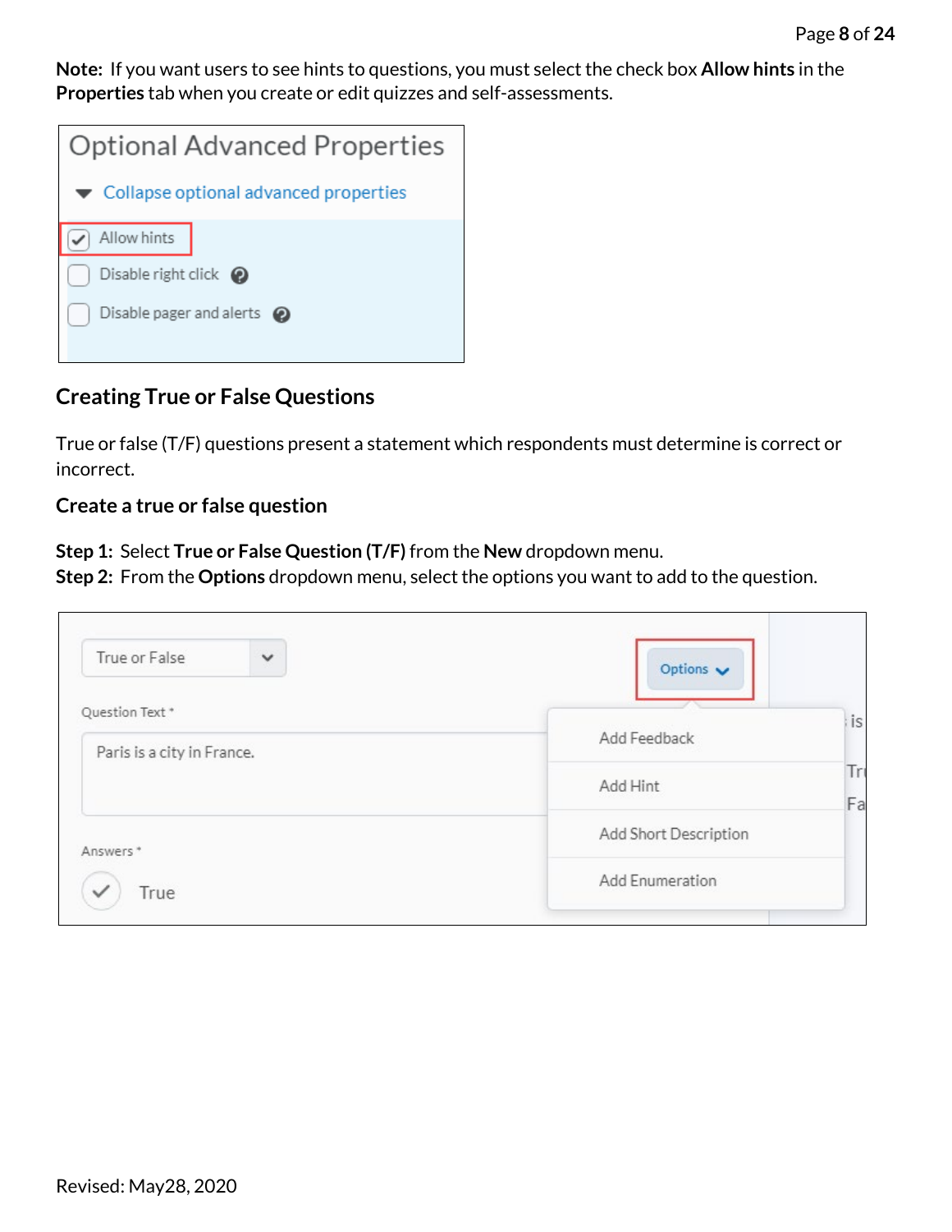**Note:** If you want users to see hints to questions, you must select the check box **Allow hints** in the **Properties** tab when you create or edit quizzes and self-assessments.

## Creating True or False Questions

True or false (T/F) questions present a statement which respondents must determine is correct or incorrect.

### Create a true or false question

**Step 1:** Select **True or False Question (T/F)** from the **New** dropdown menu.
**Step 2:** From the **Options** dropdown menu, select the options you want to add to the question.

Revised: May28, 2020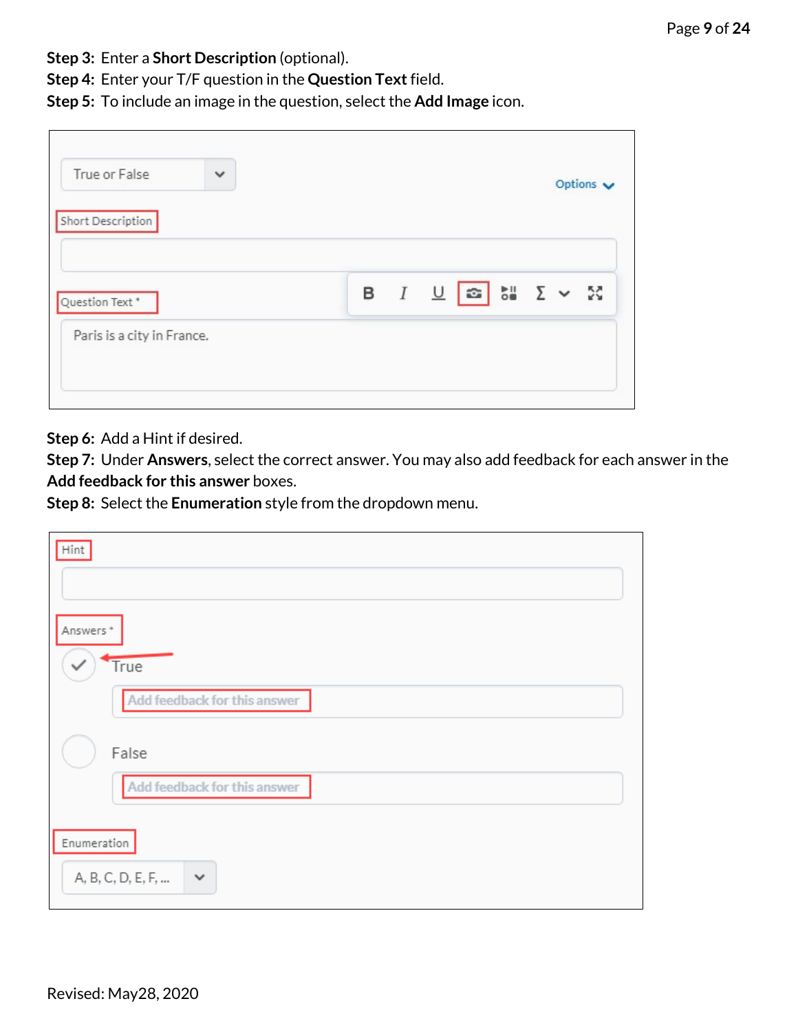**Step 3:** Enter a **Short Description** (optional).
**Step 4:** Enter your T/F question in the **Question Text** field.
**Step 5:** To include an image in the question, select the **Add Image** icon.

**Step 6:** Add a Hint if desired.
**Step 7:** Under **Answers**, select the correct answer. You may also add feedback for each answer in the **Add feedback for this answer** boxes.
**Step 8:** Select the **Enumeration** style from the dropdown menu.

Revised: May28, 2020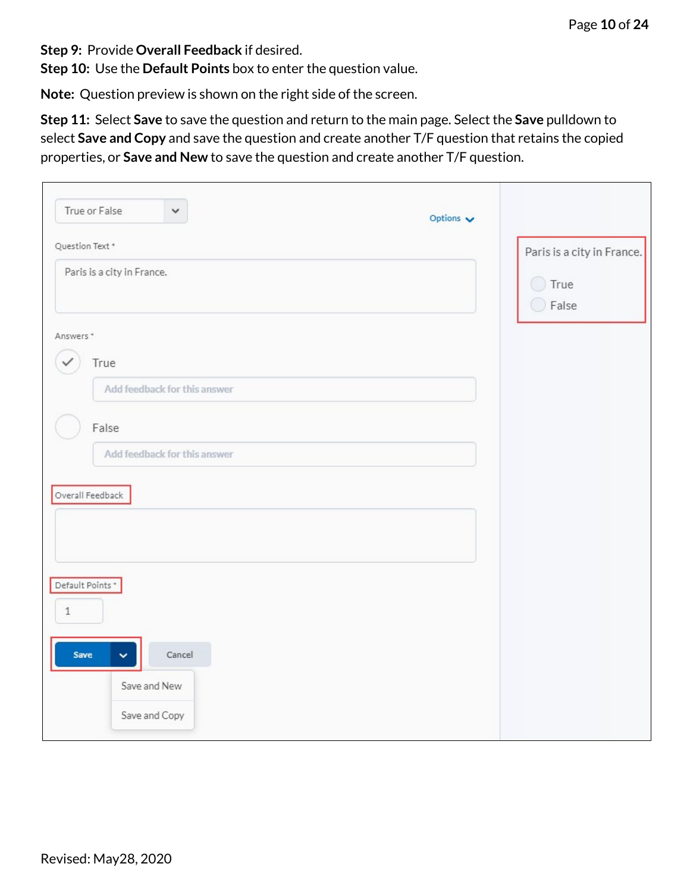**Step 9:** Provide **Overall Feedback** if desired.
**Step 10:** Use the **Default Points** box to enter the question value.

**Note:** Question preview is shown on the right side of the screen.

**Step 11:** Select **Save** to save the question and return to the main page. Select the **Save** pulldown to select **Save and Copy** and save the question and create another T/F question that retains the copied properties, or **Save and New** to save the question and create another T/F question.

Revised: May28, 2020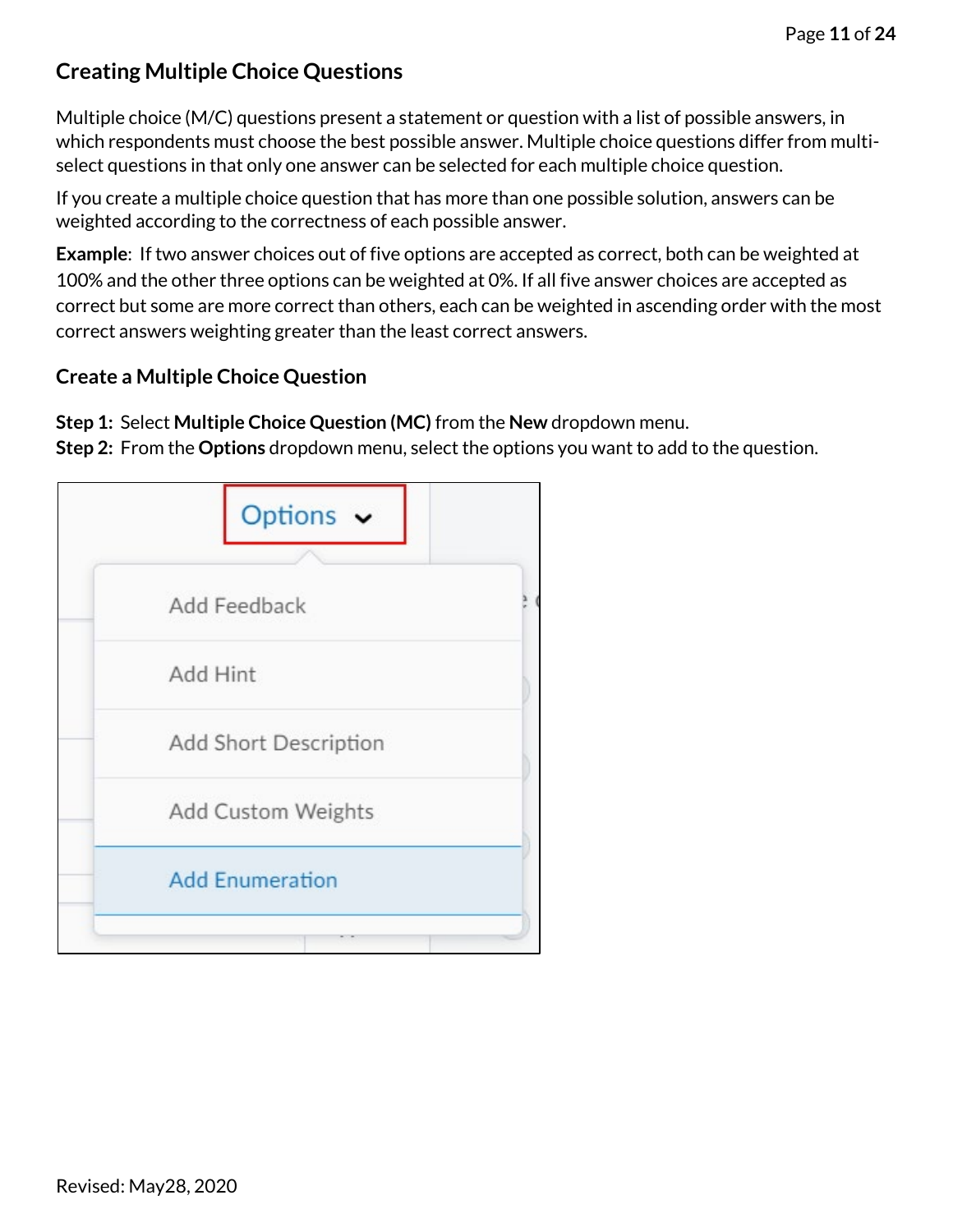## Creating Multiple Choice Questions

Multiple choice (M/C) questions present a statement or question with a list of possible answers, in which respondents must choose the best possible answer. Multiple choice questions differ from multi-select questions in that only one answer can be selected for each multiple choice question.

If you create a multiple choice question that has more than one possible solution, answers can be weighted according to the correctness of each possible answer.

**Example**: If two answer choices out of five options are accepted as correct, both can be weighted at 100% and the other three options can be weighted at 0%. If all five answer choices are accepted as correct but some are more correct than others, each can be weighted in ascending order with the most correct answers weighting greater than the least correct answers.

### Create a Multiple Choice Question

**Step 1:** Select **Multiple Choice Question (MC)** from the **New** dropdown menu.
**Step 2:** From the **Options** dropdown menu, select the options you want to add to the question.

Revised: May28, 2020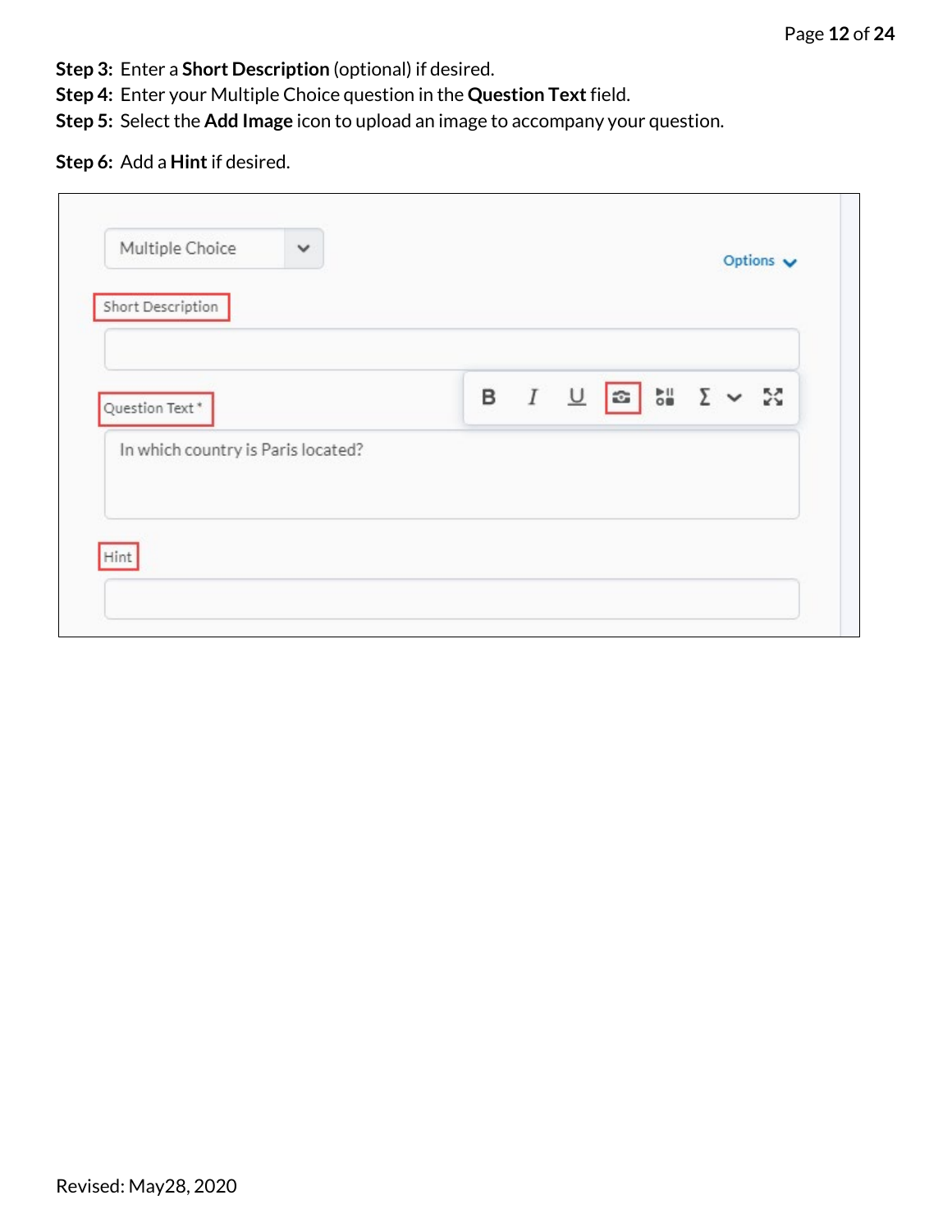**Step 3:** Enter a **Short Description** (optional) if desired.
**Step 4:** Enter your Multiple Choice question in the **Question Text** field.
**Step 5:** Select the **Add Image** icon to upload an image to accompany your question.

**Step 6:** Add a **Hint** if desired.

Revised: May28, 2020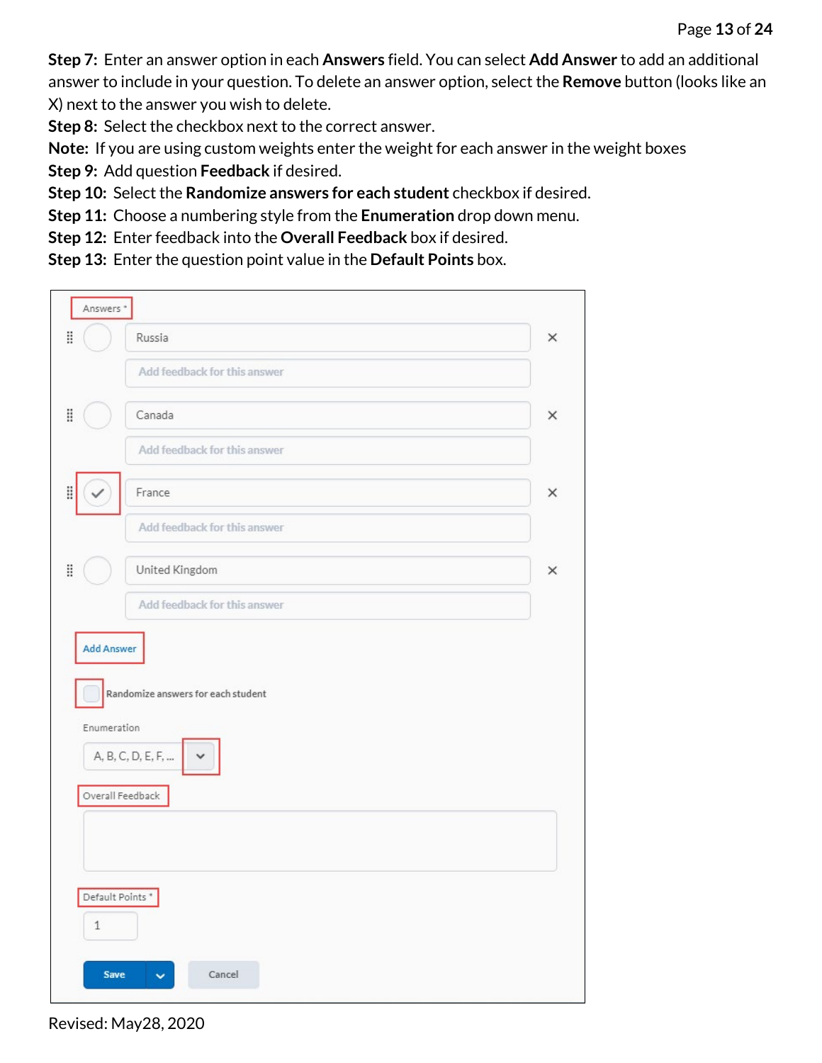**Step 7:** Enter an answer option in each **Answers** field. You can select **Add Answer** to add an additional answer to include in your question. To delete an answer option, select the **Remove** button (looks like an X) next to the answer you wish to delete.

**Step 8:** Select the checkbox next to the correct answer.

**Note:** If you are using custom weights enter the weight for each answer in the weight boxes

**Step 9:** Add question **Feedback** if desired.

**Step 10:** Select the **Randomize answers for each student** checkbox if desired.

**Step 11:** Choose a numbering style from the **Enumeration** drop down menu.

**Step 12:** Enter feedback into the **Overall Feedback** box if desired.

**Step 13:** Enter the question point value in the **Default Points** box.

Answers *

Russia

Add feedback for this answer

Canada

Add feedback for this answer

France

Add feedback for this answer

United Kingdom

Add feedback for this answer

Add Answer

Randomize answers for each student

Enumeration

A, B, C, D, E, F, ...

Overall Feedback

Default Points *

1

Save

Cancel

Revised: May28, 2020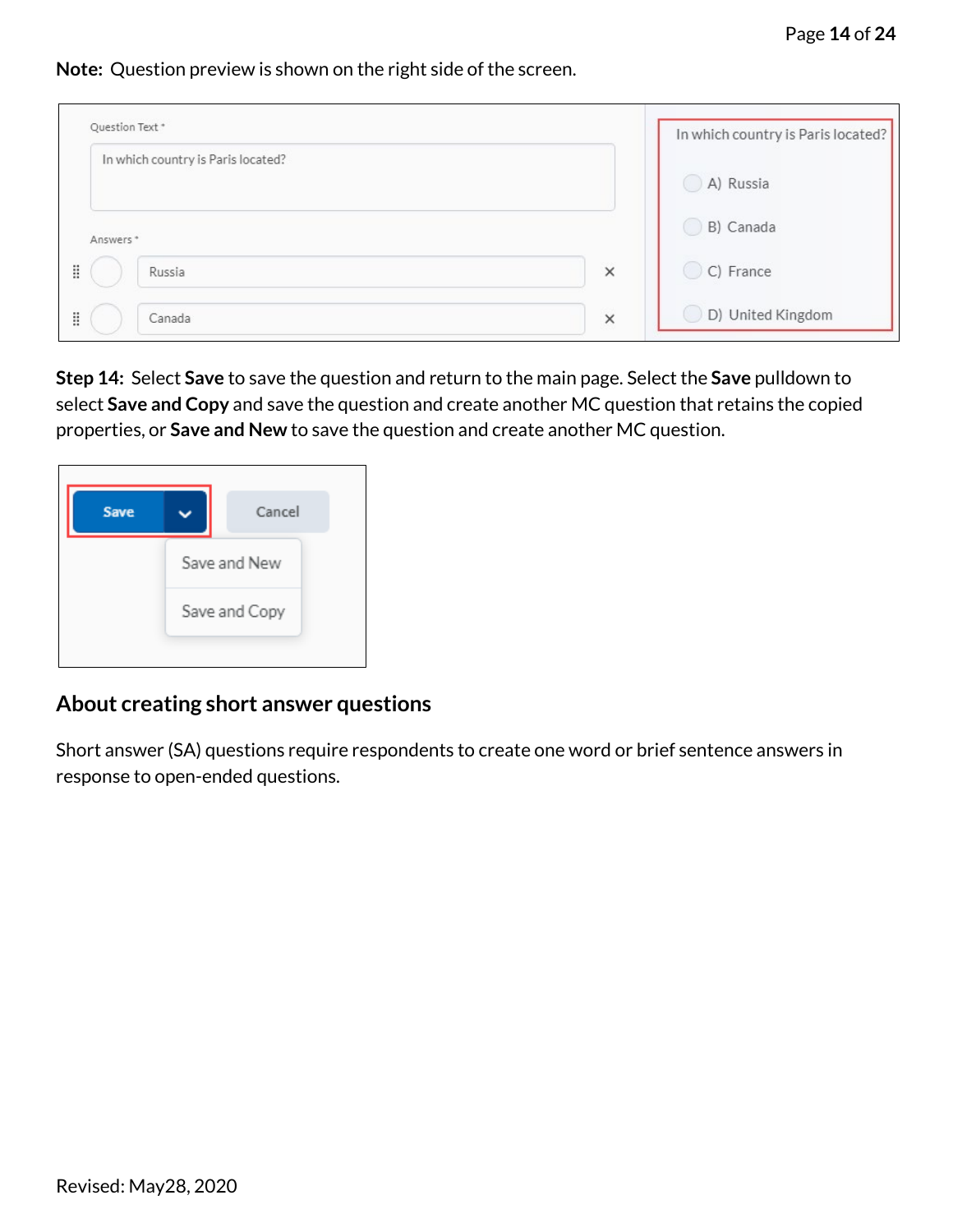**Note:** Question preview is shown on the right side of the screen.

**Step 14:** Select **Save** to save the question and return to the main page. Select the **Save** pulldown to select **Save and Copy** and save the question and create another MC question that retains the copied properties, or **Save and New** to save the question and create another MC question.

## About creating short answer questions

Short answer (SA) questions require respondents to create one word or brief sentence answers in response to open-ended questions.

Revised: May28, 2020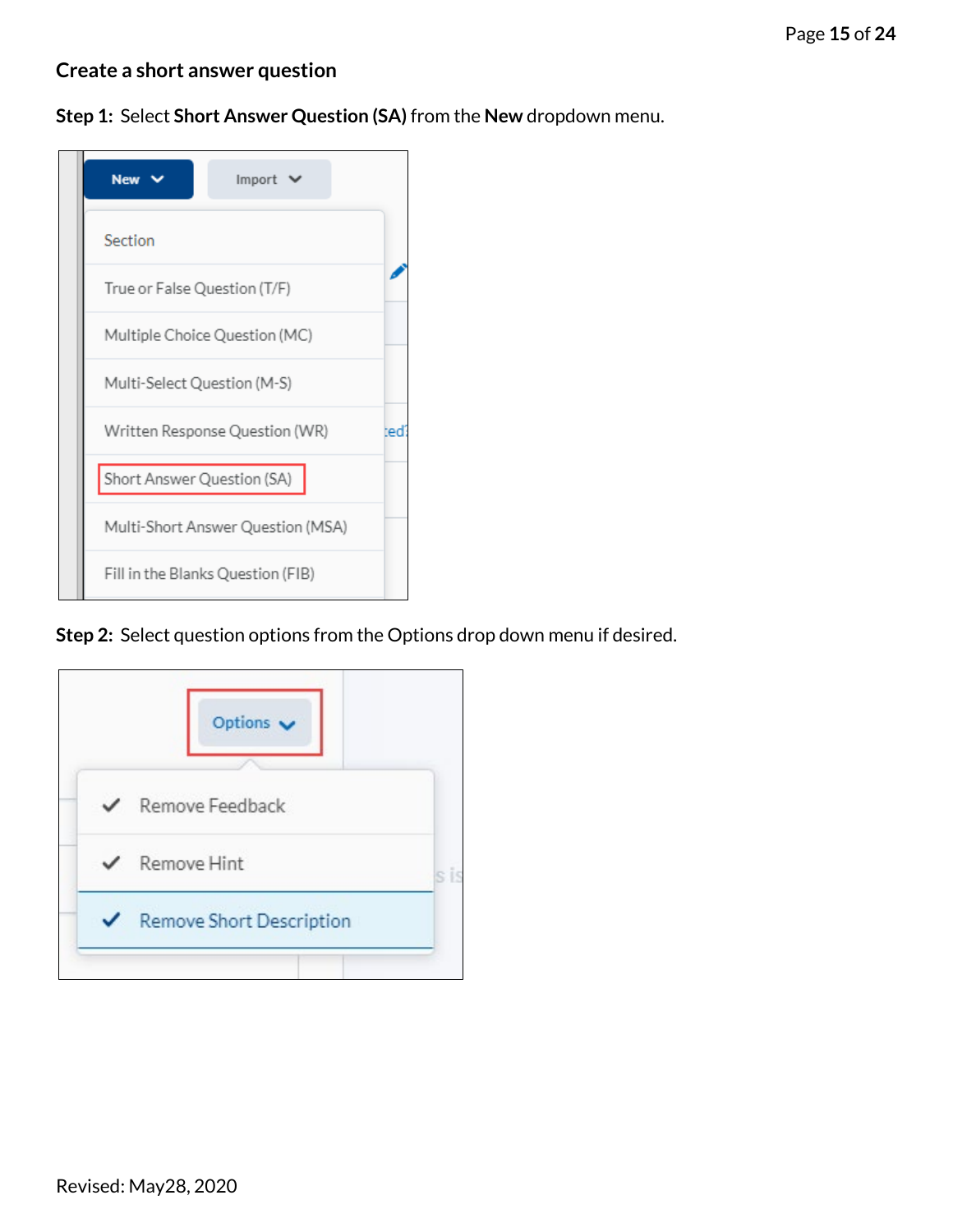## Create a short answer question

**Step 1:** Select **Short Answer Question (SA)** from the **New** dropdown menu.

**Step 2:** Select question options from the Options drop down menu if desired.

Revised: May28, 2020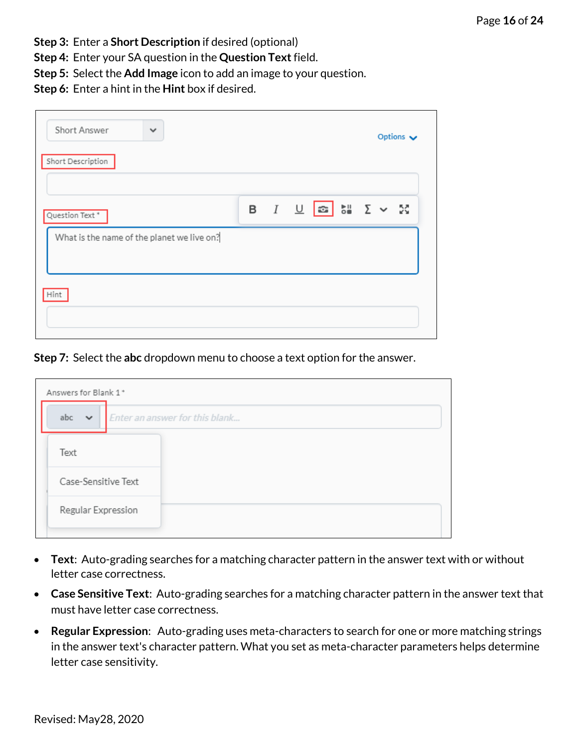**Step 3:** Enter a **Short Description** if desired (optional)
**Step 4:** Enter your SA question in the **Question Text** field.
**Step 5:** Select the **Add Image** icon to add an image to your question.
**Step 6:** Enter a hint in the **Hint** box if desired.

**Step 7:** Select the **abc** dropdown menu to choose a text option for the answer.

- **Text**: Auto-grading searches for a matching character pattern in the answer text with or without letter case correctness.
- **Case Sensitive Text**: Auto-grading searches for a matching character pattern in the answer text that must have letter case correctness.
- **Regular Expression**: Auto-grading uses meta-characters to search for one or more matching strings in the answer text's character pattern. What you set as meta-character parameters helps determine letter case sensitivity.

Revised: May28, 2020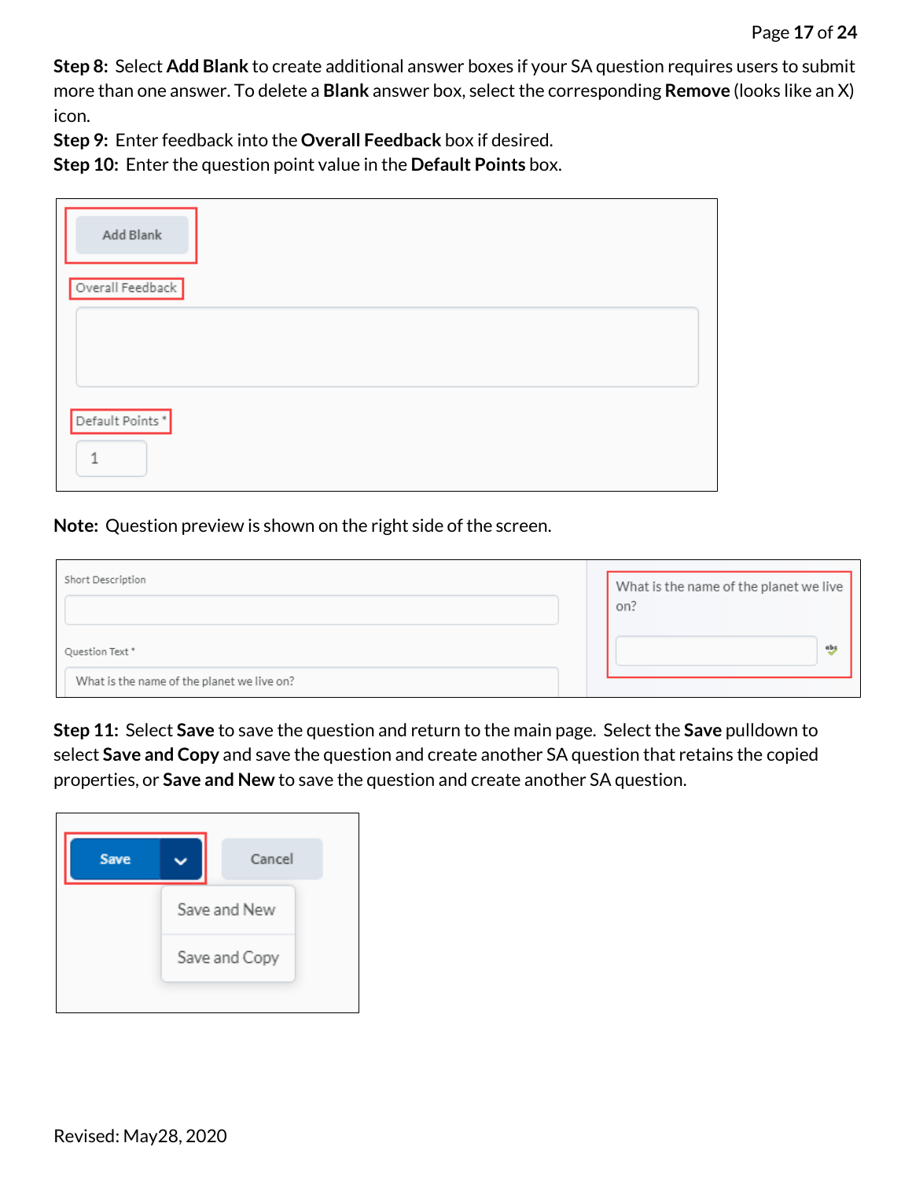**Step 8:** Select **Add Blank** to create additional answer boxes if your SA question requires users to submit more than one answer. To delete a **Blank** answer box, select the corresponding **Remove** (looks like an X) icon.

**Step 9:** Enter feedback into the **Overall Feedback** box if desired.

**Step 10:** Enter the question point value in the **Default Points** box.

**Note:** Question preview is shown on the right side of the screen.

**Step 11:** Select **Save** to save the question and return to the main page. Select the **Save** pulldown to select **Save and Copy** and save the question and create another SA question that retains the copied properties, or **Save and New** to save the question and create another SA question.

Revised: May28, 2020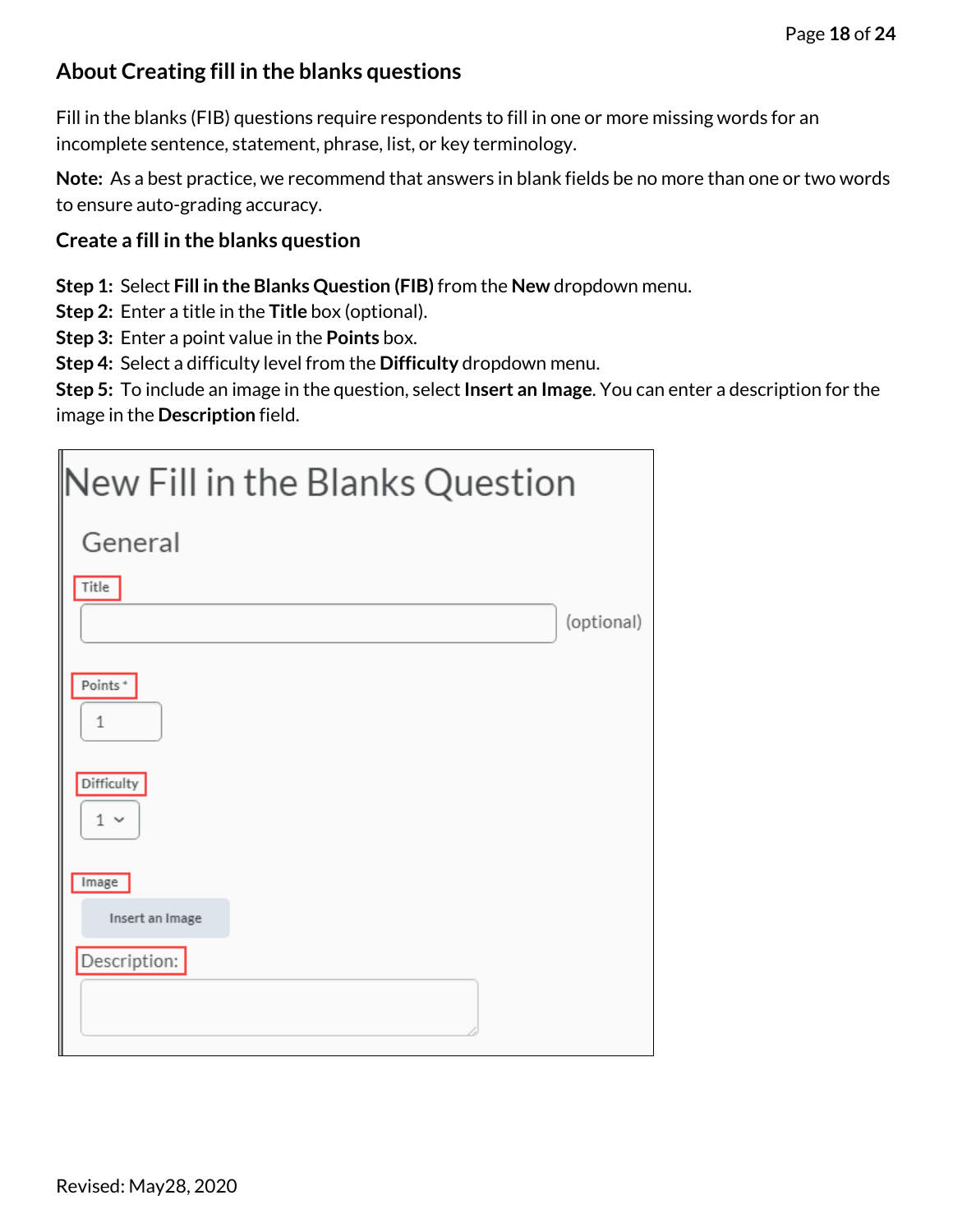## About Creating fill in the blanks questions

Fill in the blanks (FIB) questions require respondents to fill in one or more missing words for an incomplete sentence, statement, phrase, list, or key terminology.

**Note:** As a best practice, we recommend that answers in blank fields be no more than one or two words to ensure auto-grading accuracy.

### Create a fill in the blanks question

**Step 1:** Select **Fill in the Blanks Question (FIB)** from the **New** dropdown menu.
**Step 2:** Enter a title in the **Title** box (optional).
**Step 3:** Enter a point value in the **Points** box.
**Step 4:** Select a difficulty level from the **Difficulty** dropdown menu.
**Step 5:** To include an image in the question, select **Insert an Image**. You can enter a description for the image in the **Description** field.

New Fill in the Blanks Question

General

Title

(optional)

Points *

1

Difficulty

1

Image

Insert an Image

Description: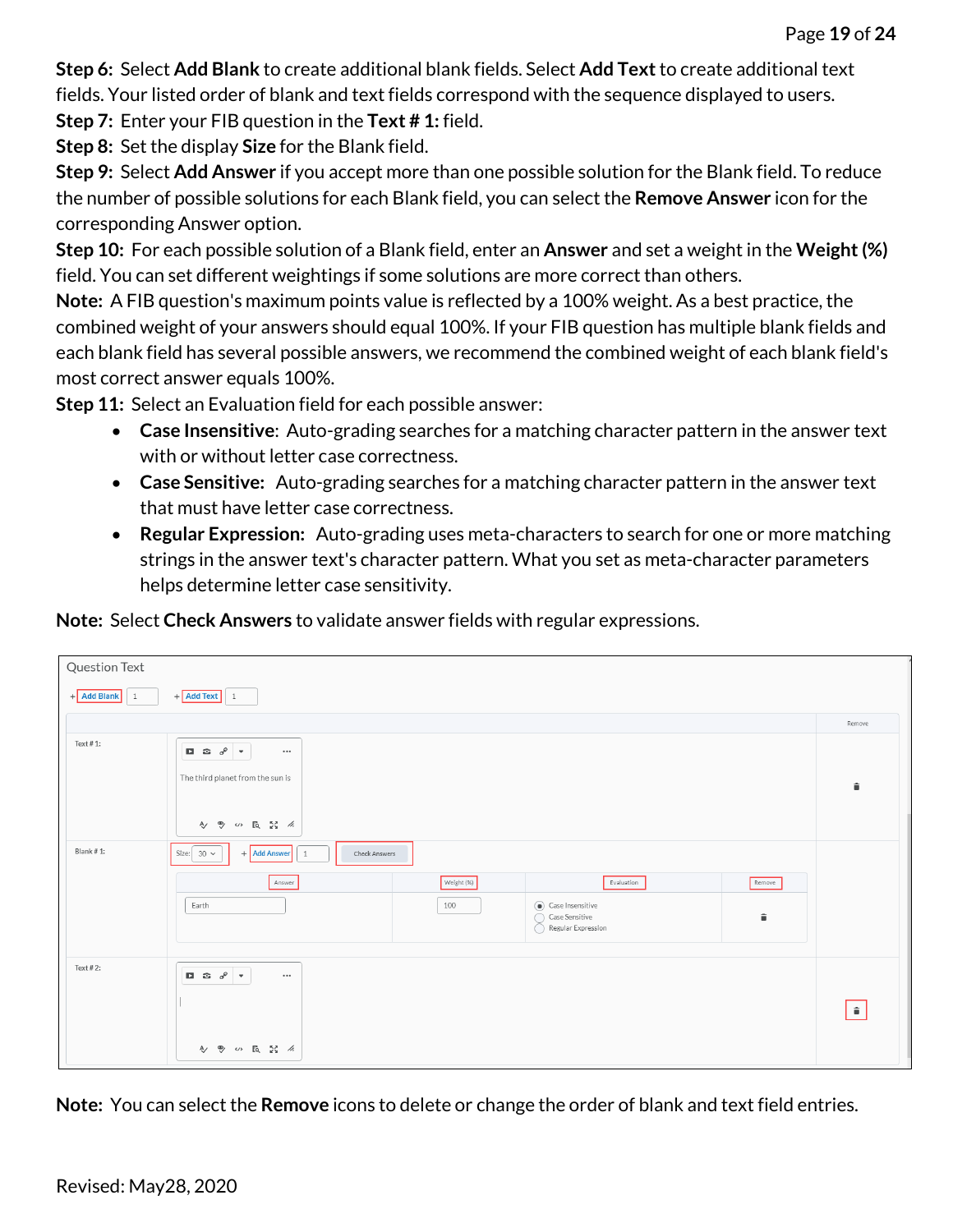**Step 6:** Select **Add Blank** to create additional blank fields. Select **Add Text** to create additional text fields. Your listed order of blank and text fields correspond with the sequence displayed to users.

**Step 7:** Enter your FIB question in the **Text # 1:** field.

**Step 8:** Set the display **Size** for the Blank field.

**Step 9:** Select **Add Answer** if you accept more than one possible solution for the Blank field. To reduce the number of possible solutions for each Blank field, you can select the **Remove Answer** icon for the corresponding Answer option.

**Step 10:** For each possible solution of a Blank field, enter an **Answer** and set a weight in the **Weight (%)** field. You can set different weightings if some solutions are more correct than others.

**Note:** A FIB question's maximum points value is reflected by a 100% weight. As a best practice, the combined weight of your answers should equal 100%. If your FIB question has multiple blank fields and each blank field has several possible answers, we recommend the combined weight of each blank field's most correct answer equals 100%.

**Step 11:** Select an Evaluation field for each possible answer:

- **Case Insensitive:** Auto-grading searches for a matching character pattern in the answer text with or without letter case correctness.
- **Case Sensitive:** Auto-grading searches for a matching character pattern in the answer text that must have letter case correctness.
- **Regular Expression:** Auto-grading uses meta-characters to search for one or more matching strings in the answer text's character pattern. What you set as meta-character parameters helps determine letter case sensitivity.

**Note:** Select **Check Answers** to validate answer fields with regular expressions.

**Note:** You can select the **Remove** icons to delete or change the order of blank and text field entries.

Revised: May28, 2020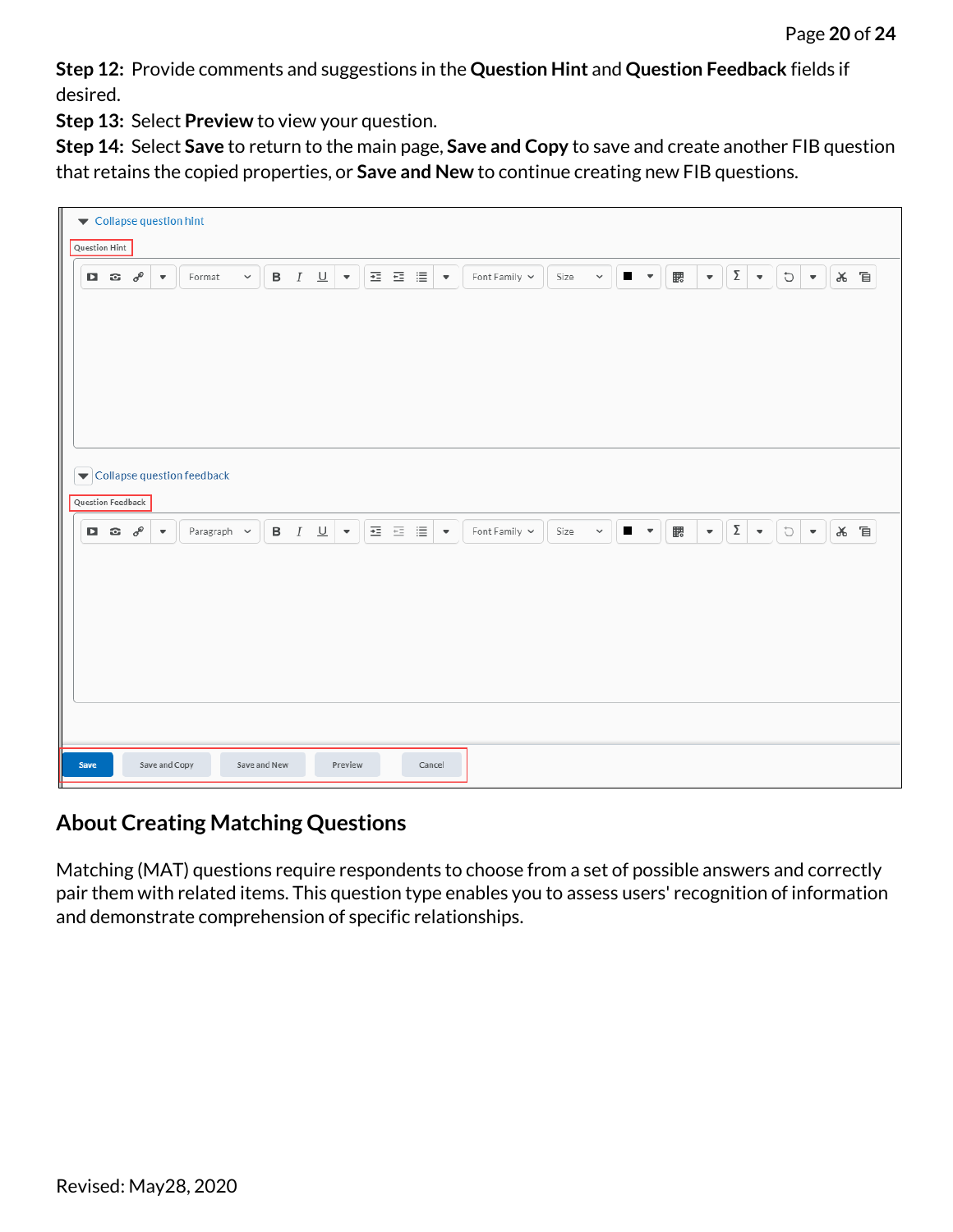**Step 12:** Provide comments and suggestions in the **Question Hint** and **Question Feedback** fields if desired.

**Step 13:** Select **Preview** to view your question.

**Step 14:** Select **Save** to return to the main page, **Save and Copy** to save and create another FIB question that retains the copied properties, or **Save and New** to continue creating new FIB questions.

## About Creating Matching Questions

Matching (MAT) questions require respondents to choose from a set of possible answers and correctly pair them with related items. This question type enables you to assess users' recognition of information and demonstrate comprehension of specific relationships.

Revised: May28, 2020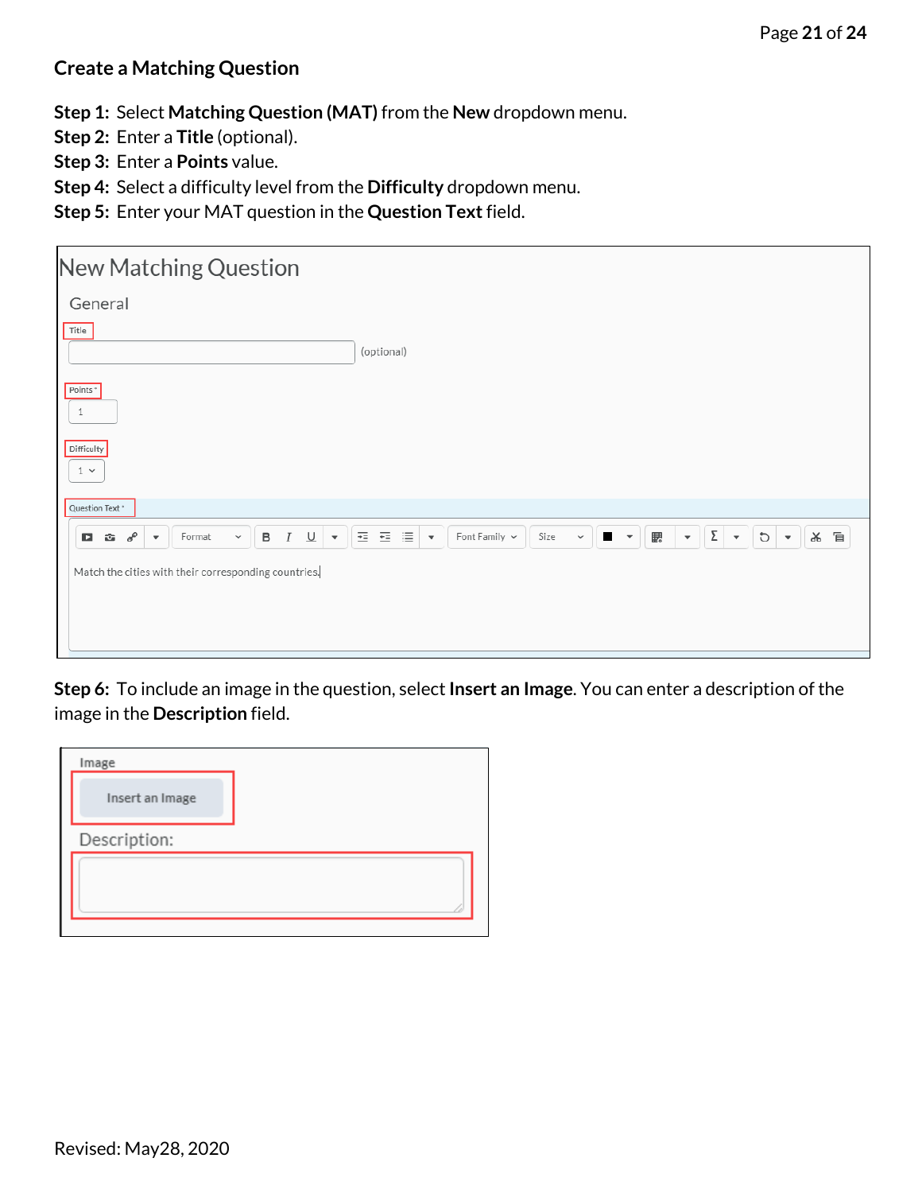## Create a Matching Question

**Step 1:** Select **Matching Question (MAT)** from the **New** dropdown menu.
**Step 2:** Enter a **Title** (optional).
**Step 3:** Enter a **Points** value.
**Step 4:** Select a difficulty level from the **Difficulty** dropdown menu.
**Step 5:** Enter your MAT question in the **Question Text** field.

**Step 6:** To include an image in the question, select **Insert an Image**. You can enter a description of the image in the **Description** field.

Revised: May28, 2020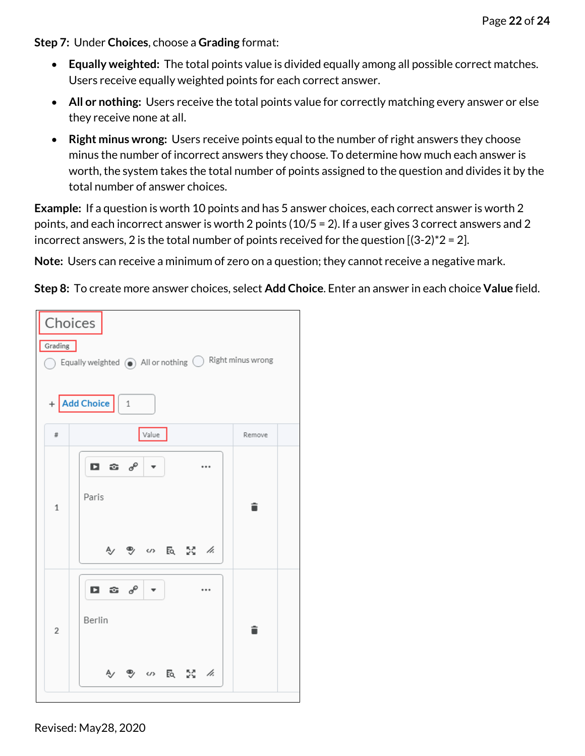**Step 7:** Under **Choices**, choose a **Grading** format:

- **Equally weighted:** The total points value is divided equally among all possible correct matches. Users receive equally weighted points for each correct answer.
- **All or nothing:** Users receive the total points value for correctly matching every answer or else they receive none at all.
- **Right minus wrong:** Users receive points equal to the number of right answers they choose minus the number of incorrect answers they choose. To determine how much each answer is worth, the system takes the total number of points assigned to the question and divides it by the total number of answer choices.

**Example:** If a question is worth 10 points and has 5 answer choices, each correct answer is worth 2 points, and each incorrect answer is worth 2 points (10/5 = 2). If a user gives 3 correct answers and 2 incorrect answers, 2 is the total number of points received for the question [(3-2)*2 = 2].

**Note:** Users can receive a minimum of zero on a question; they cannot receive a negative mark.

**Step 8:** To create more answer choices, select **Add Choice**. Enter an answer in each choice **Value** field.

Revised: May28, 2020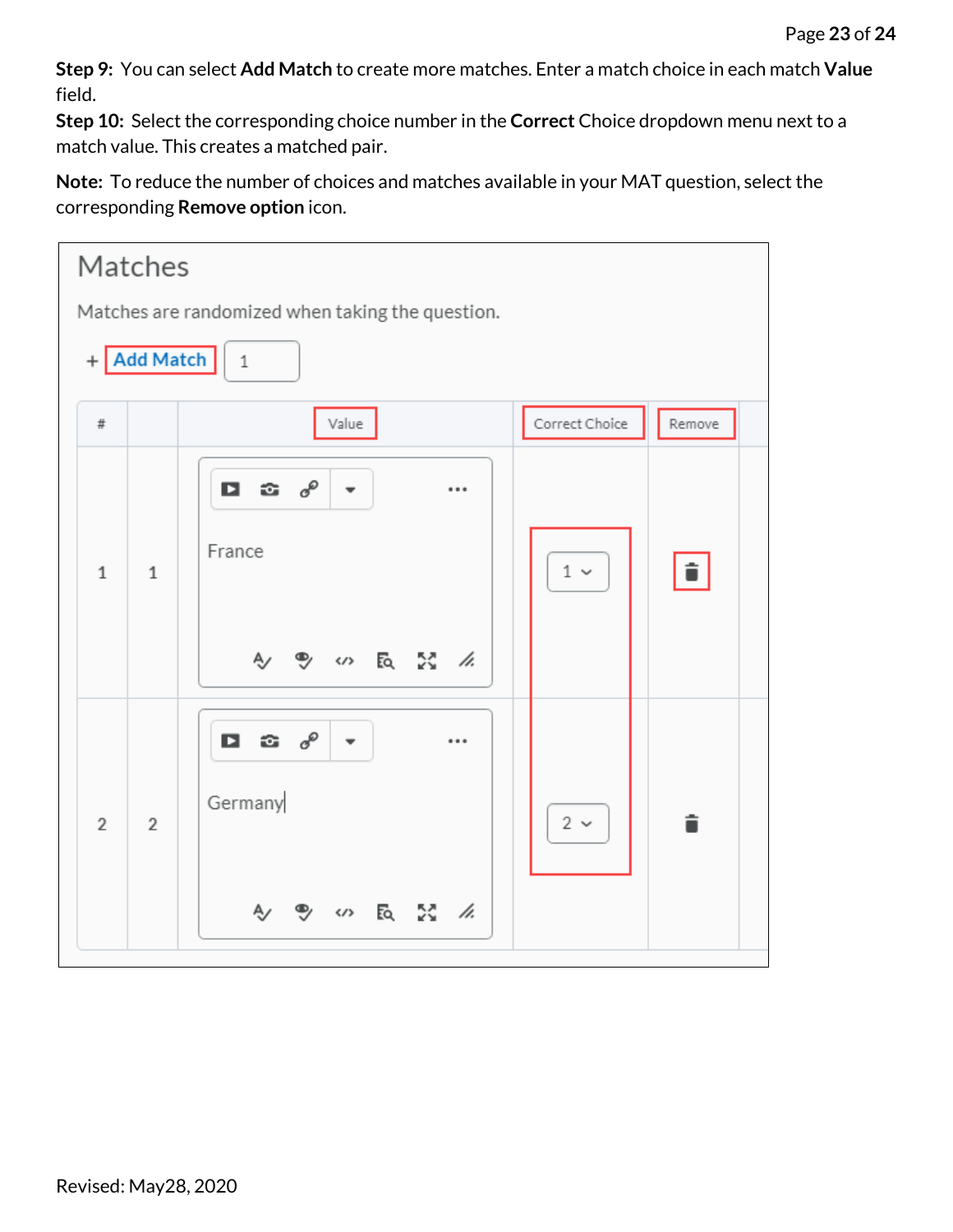**Step 9:** You can select **Add Match** to create more matches. Enter a match choice in each match **Value** field.

**Step 10:** Select the corresponding choice number in the **Correct** Choice dropdown menu next to a match value. This creates a matched pair.

**Note:** To reduce the number of choices and matches available in your MAT question, select the corresponding **Remove option** icon.

Matches

Matches are randomized when taking the question.

+ Add Match 1

| # | | Value | Correct Choice | Remove |
|---|---|---|---|---|
| 1 | 1 | France | 1 | |
| 2 | 2 | Germany | 2 | |

Revised: May28, 2020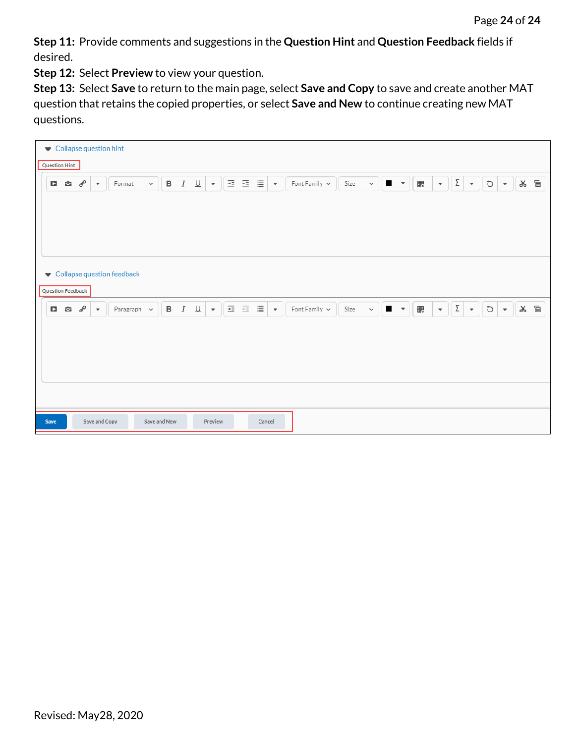**Step 11:** Provide comments and suggestions in the **Question Hint** and **Question Feedback** fields if desired.

**Step 12:** Select **Preview** to view your question.

**Step 13:** Select **Save** to return to the main page, select **Save and Copy** to save and create another MAT question that retains the copied properties, or select **Save and New** to continue creating new MAT questions.

Collapse question hint

Question Hint

Format | Font Family | Size

Collapse question feedback

Question Feedback

Paragraph | Font Family | Size

Save | Save and Copy | Save and New | Preview | Cancel

Revised: May28, 2020